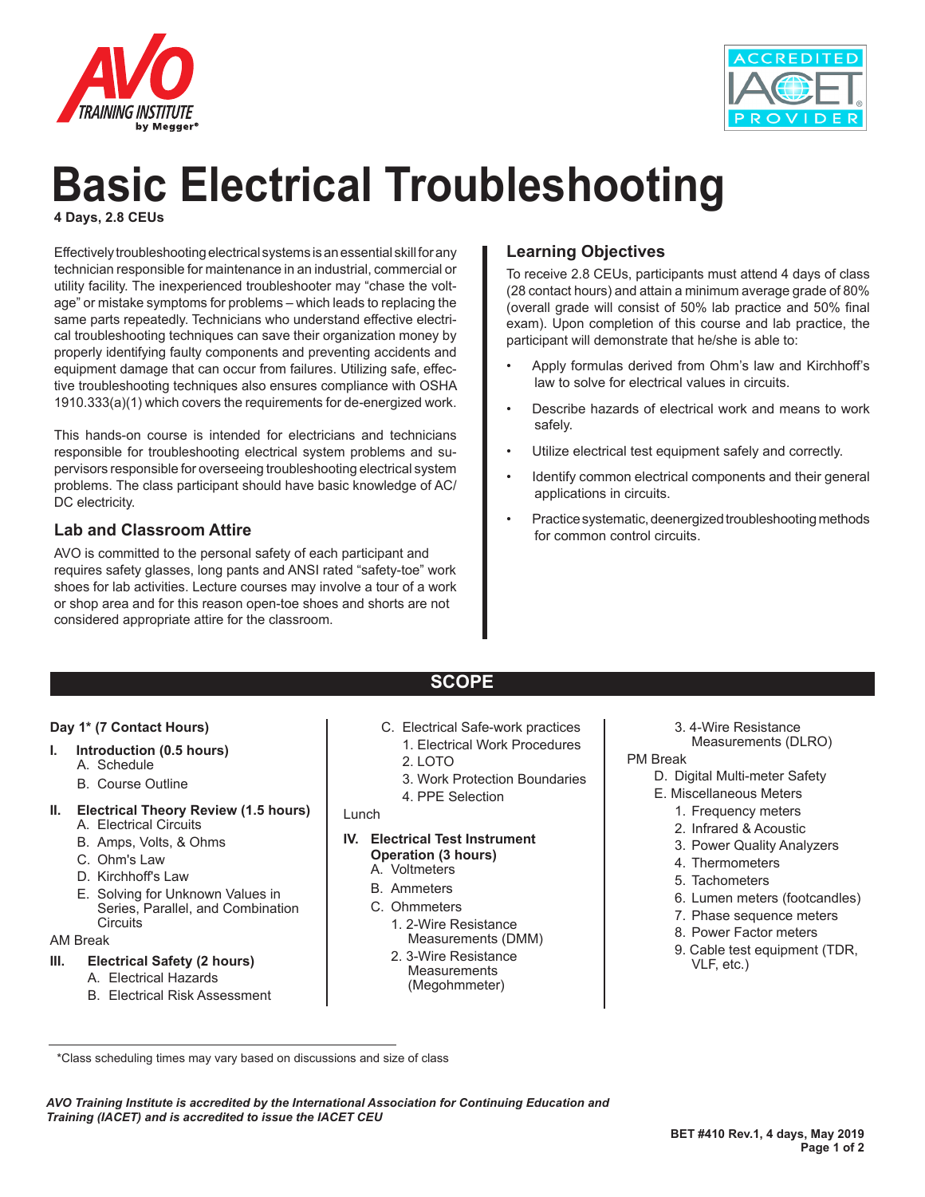# Basic Electrical Troubleshooting

**4 Days, 2.8 CEUs**

Effectively troubleshooting electrical systems is an essential skill for any technician responsible for maintenance in an industrial, commercial or utility facility. The inexperienced troubleshooter may "chase the voltage" or mistake symptoms for problems – which leads to replacing the same parts repeatedly. Technicians who understand effective electrical troubleshooting techniques can save their organization money by properly identifying faulty components and preventing accidents and equipment damage that can occur from failures. Utilizing safe, effective troubleshooting techniques also ensures compliance with OSHA 1910.333(a)(1) which covers the requirements for de-energized work.

This hands-on course is intended for electricians and technicians responsible for troubleshooting electrical system problems and supervisors responsible for overseeing troubleshooting electrical system problems. The class participant should have basic knowledge of AC/DC electricity.

## Lab and Classroom Attire

AVO is committed to the personal safety of each participant and requires safety glasses, long pants and ANSI rated "safety-toe" work shoes for lab activities. Lecture courses may involve a tour of a work or shop area and for this reason open-toe shoes and shorts are not considered appropriate attire for the classroom.

## Learning Objectives

To receive 2.8 CEUs, participants must attend 4 days of class (28 contact hours) and attain a minimum average grade of 80% (overall grade will consist of 50% lab practice and 50% final exam). Upon completion of this course and lab practice, the participant will demonstrate that he/she is able to:

- Apply formulas derived from Ohm's law and Kirchhoff's law to solve for electrical values in circuits.
- Describe hazards of electrical work and means to work safely.
- Utilize electrical test equipment safely and correctly.
- Identify common electrical components and their general applications in circuits.
- Practice systematic, deenergized troubleshooting methods for common control circuits.

## SCOPE

**Day 1\* (7 Contact Hours)**

**I. Introduction (0.5 hours)**
- A. Schedule
- B. Course Outline

**II. Electrical Theory Review (1.5 hours)**
- A. Electrical Circuits
- B. Amps, Volts, & Ohms
- C. Ohm's Law
- D. Kirchhoff's Law
- E. Solving for Unknown Values in Series, Parallel, and Combination Circuits

AM Break

**III. Electrical Safety (2 hours)**
- A. Electrical Hazards
- B. Electrical Risk Assessment
- C. Electrical Safe-work practices
  1. Electrical Work Procedures
  2. LOTO
  3. Work Protection Boundaries
  4. PPE Selection

Lunch

**IV. Electrical Test Instrument Operation (3 hours)**
- A. Voltmeters
- B. Ammeters
- C. Ohmmeters
  1. 2-Wire Resistance Measurements (DMM)
  2. 3-Wire Resistance Measurements (Megohmmeter)
  3. 4-Wire Resistance Measurements (DLRO)

PM Break

- D. Digital Multi-meter Safety
- E. Miscellaneous Meters
  1. Frequency meters
  2. Infrared & Acoustic
  3. Power Quality Analyzers
  4. Thermometers
  5. Tachometers
  6. Lumen meters (footcandles)
  7. Phase sequence meters
  8. Power Factor meters
  9. Cable test equipment (TDR, VLF, etc.)

\*Class scheduling times may vary based on discussions and size of class

*AVO Training Institute is accredited by the International Association for Continuing Education and Training (IACET) and is accredited to issue the IACET CEU*

**BET #410 Rev.1, 4 days, May 2019**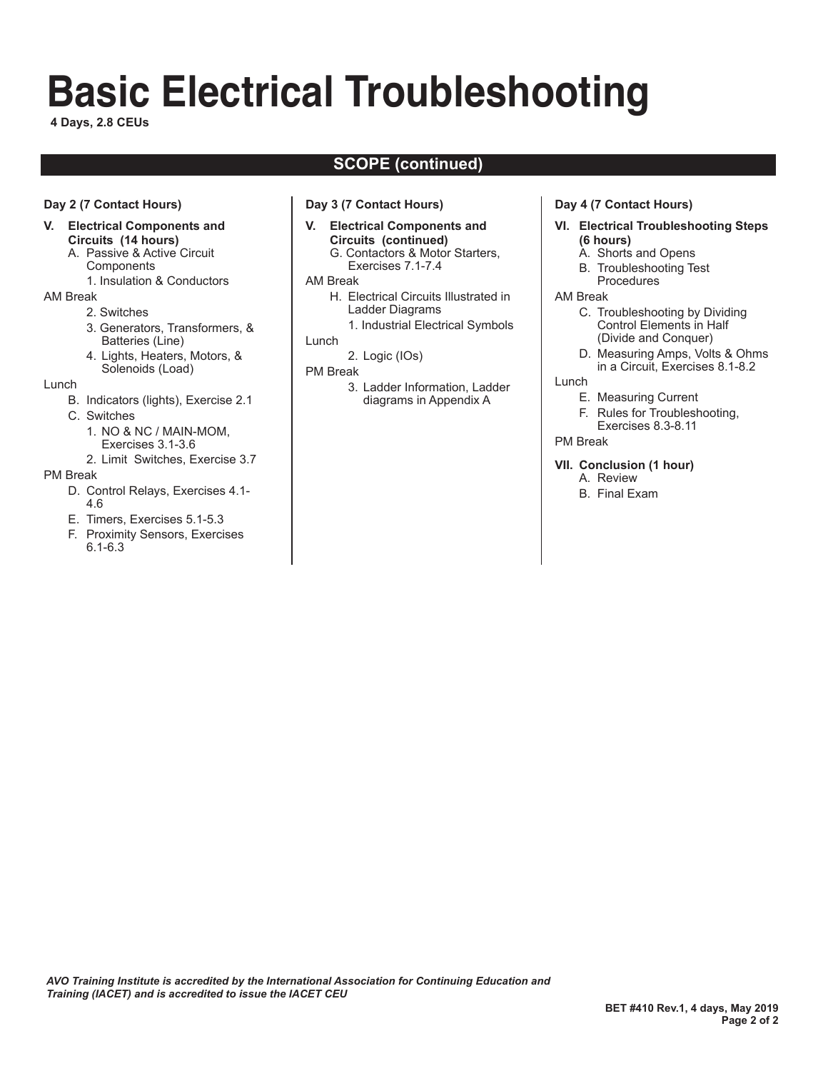# Basic Electrical Troubleshooting

**4 Days, 2.8 CEUs**

## SCOPE (continued)

**Day 2 (7 Contact Hours)**

- **V. Electrical Components and Circuits (14 hours)**
  - A. Passive & Active Circuit Components
    - 1. Insulation & Conductors

AM Break

- 2. Switches
- 3. Generators, Transformers, & Batteries (Line)
- 4. Lights, Heaters, Motors, & Solenoids (Load)

Lunch

- B. Indicators (lights), Exercise 2.1
- C. Switches
  - 1. NO & NC / MAIN-MOM, Exercises 3.1-3.6
  - 2. Limit Switches, Exercise 3.7

PM Break

- D. Control Relays, Exercises 4.1-4.6
- E. Timers, Exercises 5.1-5.3
- F. Proximity Sensors, Exercises 6.1-6.3

**Day 3 (7 Contact Hours)**

- **V. Electrical Components and Circuits (continued)**
  - G. Contactors & Motor Starters, Exercises 7.1-7.4

AM Break

- H. Electrical Circuits Illustrated in Ladder Diagrams
  - 1. Industrial Electrical Symbols

Lunch

- 2. Logic (IOs)

PM Break

- 3. Ladder Information, Ladder diagrams in Appendix A

**Day 4 (7 Contact Hours)**

- **VI. Electrical Troubleshooting Steps (6 hours)**
  - A. Shorts and Opens
  - B. Troubleshooting Test Procedures

AM Break

- C. Troubleshooting by Dividing Control Elements in Half (Divide and Conquer)
- D. Measuring Amps, Volts & Ohms in a Circuit, Exercises 8.1-8.2

Lunch

- E. Measuring Current
- F. Rules for Troubleshooting, Exercises 8.3-8.11

PM Break

- **VII. Conclusion (1 hour)**
  - A. Review
  - B. Final Exam

*AVO Training Institute is accredited by the International Association for Continuing Education and Training (IACET) and is accredited to issue the IACET CEU*

**BET #410 Rev.1, 4 days, May 2019**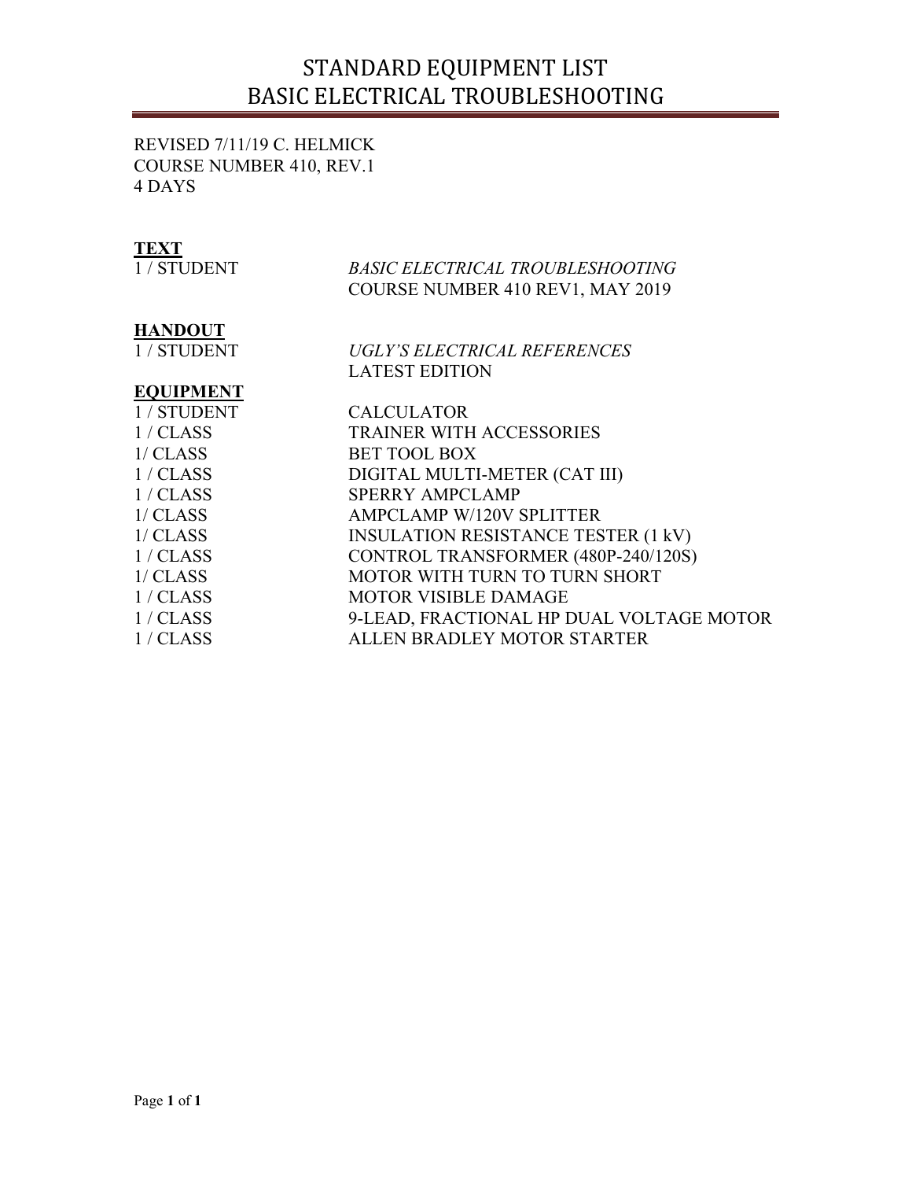# STANDARD EQUIPMENT LIST
# BASIC ELECTRICAL TROUBLESHOOTING

REVISED 7/11/19 C. HELMICK
COURSE NUMBER 410, REV.1
4 DAYS

**TEXT**

| | |
|---|---|
| 1 / STUDENT | *BASIC ELECTRICAL TROUBLESHOOTING* COURSE NUMBER 410 REV1, MAY 2019 |

**HANDOUT**

| | |
|---|---|
| 1 / STUDENT | *UGLY'S ELECTRICAL REFERENCES* LATEST EDITION |

**EQUIPMENT**

| | |
|---|---|
| 1 / STUDENT | CALCULATOR |
| 1 / CLASS | TRAINER WITH ACCESSORIES |
| 1/ CLASS | BET TOOL BOX |
| 1 / CLASS | DIGITAL MULTI-METER (CAT III) |
| 1 / CLASS | SPERRY AMPCLAMP |
| 1/ CLASS | AMPCLAMP W/120V SPLITTER |
| 1/ CLASS | INSULATION RESISTANCE TESTER (1 kV) |
| 1 / CLASS | CONTROL TRANSFORMER (480P-240/120S) |
| 1/ CLASS | MOTOR WITH TURN TO TURN SHORT |
| 1 / CLASS | MOTOR VISIBLE DAMAGE |
| 1 / CLASS | 9-LEAD, FRACTIONAL HP DUAL VOLTAGE MOTOR |
| 1 / CLASS | ALLEN BRADLEY MOTOR STARTER |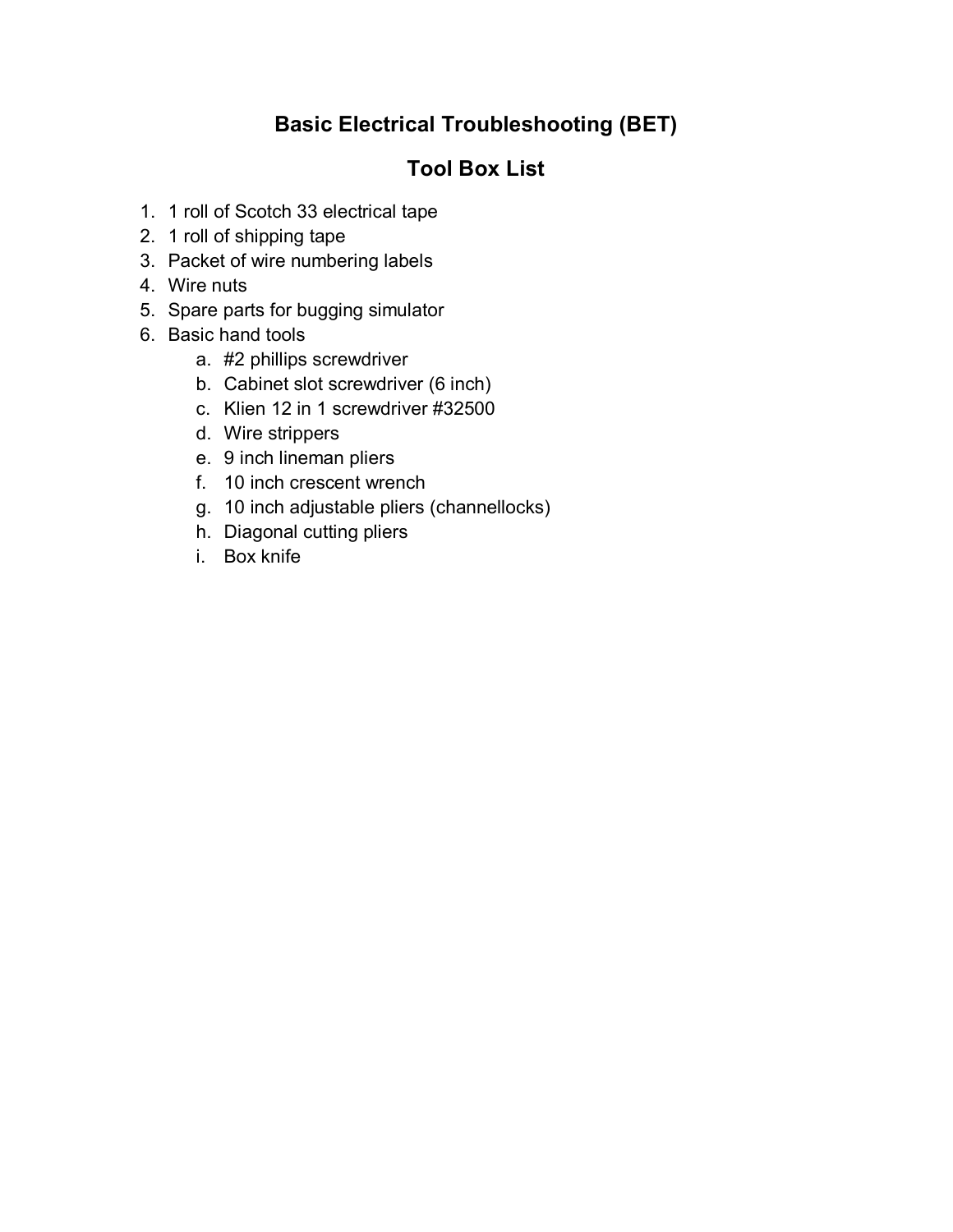# Basic Electrical Troubleshooting (BET)

## Tool Box List

1. 1 roll of Scotch 33 electrical tape
2. 1 roll of shipping tape
3. Packet of wire numbering labels
4. Wire nuts
5. Spare parts for bugging simulator
6. Basic hand tools
   a. #2 phillips screwdriver
   b. Cabinet slot screwdriver (6 inch)
   c. Klien 12 in 1 screwdriver #32500
   d. Wire strippers
   e. 9 inch lineman pliers
   f. 10 inch crescent wrench
   g. 10 inch adjustable pliers (channellocks)
   h. Diagonal cutting pliers
   i. Box knife